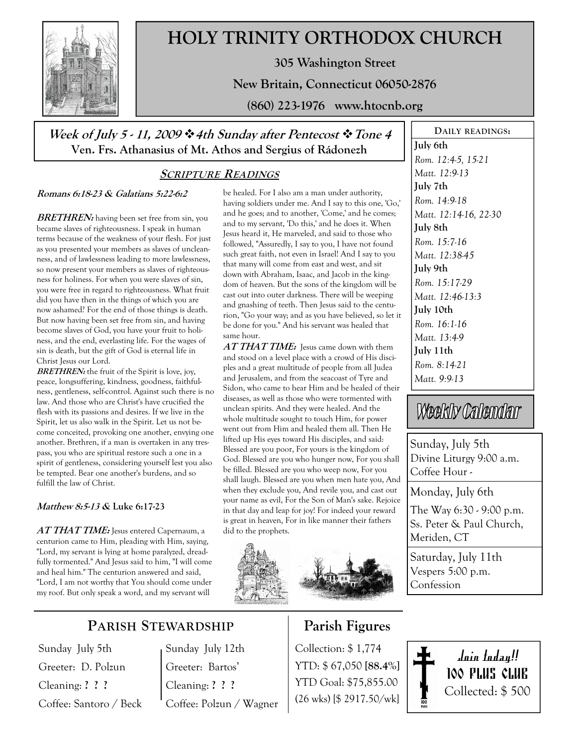# HOLY TRINITY ORTHODOX CHURCH

**305 Washington Street**

**New Britain, Connecticut 06050-2876**

**(860) 223-1976 www.htocnb.org**

***Week of July 5 - 11, 2009 ❖ 4th Sunday after Pentecost ❖ Tone 4***

**Ven. Frs. Athanasius of Mt. Athos and Sergius of Rádonezh**

## SCRIPTURE READINGS

***Romans 6:18-23* & *Galatians 5:22-6:2***

***BRETHREN:*** having been set free from sin, you became slaves of righteousness. I speak in human terms because of the weakness of your flesh. For just as you presented your members as slaves of uncleanness, and of lawlessness leading to more lawlessness, so now present your members as slaves of righteousness for holiness. For when you were slaves of sin, you were free in regard to righteousness. What fruit did you have then in the things of which you are now ashamed? For the end of those things is death. But now having been set free from sin, and having become slaves of God, you have your fruit to holiness, and the end, everlasting life. For the wages of sin is death, but the gift of God is eternal life in Christ Jesus our Lord.

***BRETHREN:*** the fruit of the Spirit is love, joy, peace, longsuffering, kindness, goodness, faithfulness, gentleness, self-control. Against such there is no law. And those who are Christ's have crucified the flesh with its passions and desires. If we live in the Spirit, let us also walk in the Spirit. Let us not become conceited, provoking one another, envying one another. Brethren, if a man is overtaken in any trespass, you who are spiritual restore such a one in a spirit of gentleness, considering yourself lest you also be tempted. Bear one another's burdens, and so fulfill the law of Christ.

***Matthew 8:5-13* & Luke 6:17-23**

***AT THAT TIME:*** Jesus entered Capernaum, a centurion came to Him, pleading with Him, saying, "Lord, my servant is lying at home paralyzed, dreadfully tormented." And Jesus said to him, "I will come and heal him." The centurion answered and said, "Lord, I am not worthy that You should come under my roof. But only speak a word, and my servant will be healed. For I also am a man under authority, having soldiers under me. And I say to this one, 'Go,' and he goes; and to another, 'Come,' and he comes; and to my servant, 'Do this,' and he does it. When Jesus heard it, He marveled, and said to those who followed, "Assuredly, I say to you, I have not found such great faith, not even in Israel! And I say to you that many will come from east and west, and sit down with Abraham, Isaac, and Jacob in the kingdom of heaven. But the sons of the kingdom will be cast out into outer darkness. There will be weeping and gnashing of teeth. Then Jesus said to the centurion, "Go your way; and as you have believed, so let it be done for you." And his servant was healed that same hour.

***AT THAT TIME:*** Jesus came down with them and stood on a level place with a crowd of His disciples and a great multitude of people from all Judea and Jerusalem, and from the seacoast of Tyre and Sidon, who came to hear Him and be healed of their diseases, as well as those who were tormented with unclean spirits. And they were healed. And the whole multitude sought to touch Him, for power went out from Him and healed them all. Then He lifted up His eyes toward His disciples, and said: Blessed are you poor, For yours is the kingdom of God. Blessed are you who hunger now, For you shall be filled. Blessed are you who weep now, For you shall laugh. Blessed are you when men hate you, And when they exclude you, And revile you, and cast out your name as evil, For the Son of Man's sake. Rejoice in that day and leap for joy! For indeed your reward is great in heaven, For in like manner their fathers did to the prophets.

## DAILY READINGS:

**July 6th**
*Rom. 12:4-5, 15-21*
*Matt. 12:9-13*

**July 7th**
*Rom. 14:9-18*
*Matt. 12:14-16, 22-30*

**July 8th**
*Rom. 15:7-16*
*Matt. 12:38-45*

**July 9th**
*Rom. 15:17-29*
*Matt. 12:46-13:3*

**July 10th**
*Rom. 16:1-16*
*Matt. 13:4-9*

**July 11th**
*Rom. 8:14-21*
*Matt. 9:9-13*

## Weekly Calendar

Sunday, July 5th
Divine Liturgy 9:00 a.m.
Coffee Hour -

Monday, July 6th
The Way 6:30 - 9:00 p.m.
Ss. Peter & Paul Church, Meriden, CT

Saturday, July 11th
Vespers 5:00 p.m.
Confession

## PARISH STEWARDSHIP

| Sunday July 5th | Sunday July 12th |
|---|---|
| Greeter: D. Polzun | Greeter: Bartos' |
| Cleaning: **? ? ?** | Cleaning: **? ? ?** |
| Coffee: Santoro / Beck | Coffee: Polzun / Wagner |

## Parish Figures

Collection: $ 1,774
YTD: $ 67,050 **[88.4%]**
YTD Goal: $75,855.00
(26 wks) [$ 2917.50/wk]

**Join today!!**
**100 PLUS CLUB**
Collected: $ 500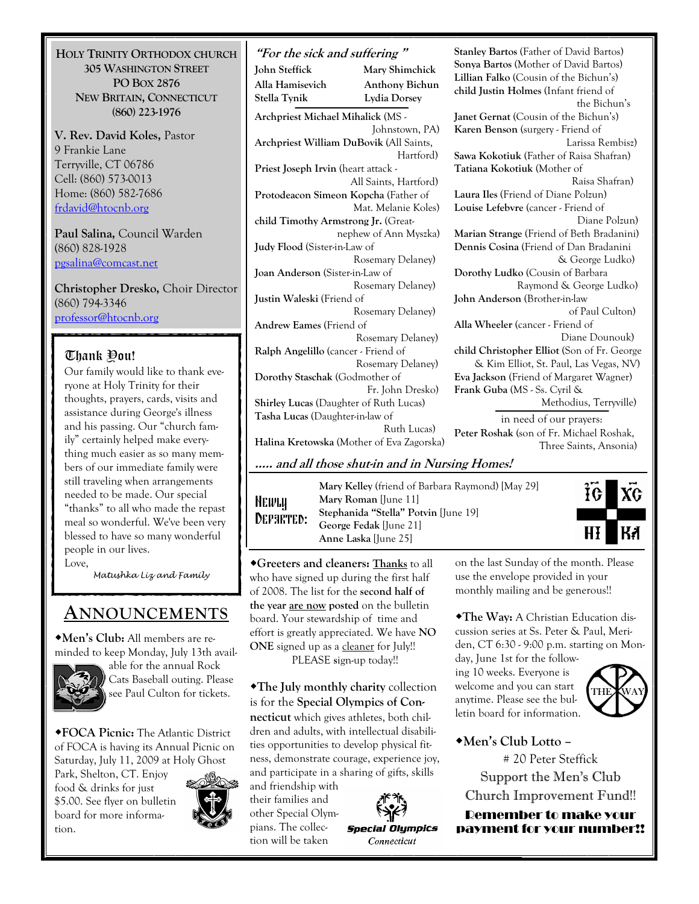**HOLY TRINITY ORTHODOX CHURCH**
**305 WASHINGTON STREET**
**PO BOX 2876**
**NEW BRITAIN, CONNECTICUT**
**(860) 223-1976**

**V. Rev. David Koles,** Pastor
9 Frankie Lane
Terryville, CT 06786
Cell: (860) 573-0013
Home: (860) 582-7686
frdavid@htocnb.org

**Paul Salina,** Council Warden
(860) 828-1928
pgsalina@comcast.net

**Christopher Dresko,** Choir Director
(860) 794-3346
professor@htocnb.org

## Thank You!

Our family would like to thank everyone at Holy Trinity for their thoughts, prayers, cards, visits and assistance during George's illness and his passing. Our "church family" certainly helped make everything much easier as so many members of our immediate family were still traveling when arrangements needed to be made. Our special "thanks" to all who made the repast meal so wonderful. We've been very blessed to have so many wonderful people in our lives.

Love,
*Matushka Liz and Family*

## ANNOUNCEMENTS

◆**Men's Club:** All members are reminded to keep Monday, July 13th available for the annual Rock Cats Baseball outing. Please see Paul Culton for tickets.

◆**FOCA Picnic:** The Atlantic District of FOCA is having its Annual Picnic on Saturday, July 11, 2009 at Holy Ghost Park, Shelton, CT. Enjoy food & drinks for just $5.00. See flyer on bulletin board for more information.

## *"For the sick and suffering"*

**John Steffick**
**Mary Shimchick**
**Alla Hamisevich**
**Anthony Bichun**
**Stella Tynik**
**Lydia Dorsey**
**Archpriest Michael Mihalick** (MS - Johnstown, PA)
**Archpriest William DuBovik** (All Saints, Hartford)
**Priest Joseph Irvin** (heart attack - All Saints, Hartford)
**Protodeacon Simeon Kopcha** (Father of Mat. Melanie Koles)
**child Timothy Armstrong Jr.** (Great-nephew of Ann Myszka)
**Judy Flood** (Sister-in-Law of Rosemary Delaney)
**Joan Anderson** (Sister-in-Law of Rosemary Delaney)
**Justin Waleski** (Friend of Rosemary Delaney)
**Andrew Eames** (Friend of Rosemary Delaney)
**Ralph Angelillo** (cancer - Friend of Rosemary Delaney)
**Dorothy Staschak** (Godmother of Fr. John Dresko)
**Shirley Lucas** (Daughter of Ruth Lucas)
**Tasha Lucas** (Daughter-in-law of Ruth Lucas)
**Halina Kretowska** (Mother of Eva Zagorska)
**Stanley Bartos** (Father of David Bartos)
**Sonya Bartos** (Mother of David Bartos)
**Lillian Falko** (Cousin of the Bichun's)
**child Justin Holmes** (Infant friend of the Bichun's)
**Janet Gernat** (Cousin of the Bichun's)
**Karen Benson** (surgery - Friend of Larissa Rembisz)
**Sawa Kokotiuk** (Father of Raisa Shafran)
**Tatiana Kokotiuk** (Mother of Raisa Shafran)
**Laura Iles** (Friend of Diane Polzun)
**Louise Lefebvre** (cancer - Friend of Diane Polzun)
**Marian Strange** (Friend of Beth Bradanini)
**Dennis Cosina** (Friend of Dan Bradanini & George Ludko)
**Dorothy Ludko** (Cousin of Barbara Raymond & George Ludko)
**John Anderson** (Brother-in-law of Paul Culton)
**Alla Wheeler** (cancer - Friend of Diane Dounouk)
**child Christopher Elliot** (Son of Fr. George & Kim Elliot, St. Paul, Las Vegas, NV)
**Eva Jackson** (Friend of Margaret Wagner)
**Frank Guba** (MS - Ss. Cyril & Methodius, Terryville)

in need of our prayers:
**Peter Roshak** (son of Fr. Michael Roshak, Three Saints, Ansonia)

***..... and all those shut-in and in Nursing Homes!***

**Newly Departed:**
**Mary Kelley** (friend of Barbara Raymond) [May 29]
**Mary Roman** [June 11]
**Stephanida "Stella" Potvin** [June 19]
**George Fedak** [June 21]
**Anne Laska** [June 25]

ІС ХС
НІ КА

◆**Greeters and cleaners:** Thanks to all who have signed up during the first half of 2008. The list for the **second half of the year** are now **posted** on the bulletin board. Your stewardship of time and effort is greatly appreciated. We have **NO ONE** signed up as a cleaner for July!! PLEASE sign-up today!!

◆**The July monthly charity** collection is for the **Special Olympics of Connecticut** which gives athletes, both children and adults, with intellectual disabilities opportunities to develop physical fitness, demonstrate courage, experience joy, and participate in a sharing of gifts, skills and friendship with their families and other Special Olympians. The collection will be taken on the last Sunday of the month. Please use the envelope provided in your monthly mailing and be generous!!

Special Olympics Connecticut

◆**The Way:** A Christian Education discussion series at Ss. Peter & Paul, Meriden, CT 6:30 - 9:00 p.m. starting on Monday, June 1st for the following 10 weeks. Everyone is welcome and you can start anytime. Please see the bulletin board for information.

◆**Men's Club Lotto –**
# 20 Peter Steffick
Support the Men's Club Church Improvement Fund!!
**Remember to make your payment for your number!!**